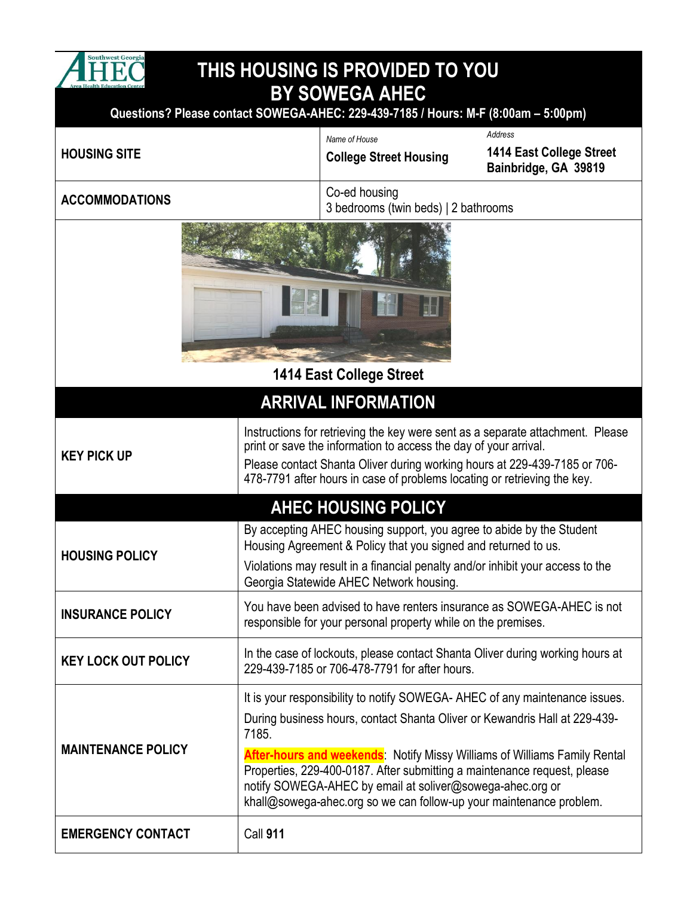# THIS HOUSING IS PROVIDED TO YOU BY SOWEGA AHEC

**Questions? Please contact SOWEGA-AHEC: 229-439-7185 / Hours: M-F (8:00am – 5:00pm)**

| | | |
|---|---|---|
| **HOUSING SITE** | *Name of House*<br>**College Street Housing** | *Address*<br>**1414 East College Street Bainbridge, GA 39819** |
| **ACCOMMODATIONS** | Co-ed housing<br>3 bedrooms (twin beds) \| 2 bathrooms | |

**1414 East College Street**

## ARRIVAL INFORMATION

| | |
|---|---|
| **KEY PICK UP** | Instructions for retrieving the key were sent as a separate attachment. Please print or save the information to access the day of your arrival.<br>Please contact Shanta Oliver during working hours at 229-439-7185 or 706-478-7791 after hours in case of problems locating or retrieving the key. |

## AHEC HOUSING POLICY

| | |
|---|---|
| **HOUSING POLICY** | By accepting AHEC housing support, you agree to abide by the Student Housing Agreement & Policy that you signed and returned to us.<br>Violations may result in a financial penalty and/or inhibit your access to the Georgia Statewide AHEC Network housing. |
| **INSURANCE POLICY** | You have been advised to have renters insurance as SOWEGA-AHEC is not responsible for your personal property while on the premises. |
| **KEY LOCK OUT POLICY** | In the case of lockouts, please contact Shanta Oliver during working hours at 229-439-7185 or 706-478-7791 for after hours. |
| **MAINTENANCE POLICY** | It is your responsibility to notify SOWEGA- AHEC of any maintenance issues.<br>During business hours, contact Shanta Oliver or Kewandris Hall at 229-439-7185.<br>**After-hours and weekends**: Notify Missy Williams of Williams Family Rental Properties, 229-400-0187. After submitting a maintenance request, please notify SOWEGA-AHEC by email at soliver@sowega-ahec.org or khall@sowega-ahec.org so we can follow-up your maintenance problem. |
| **EMERGENCY CONTACT** | Call **911** |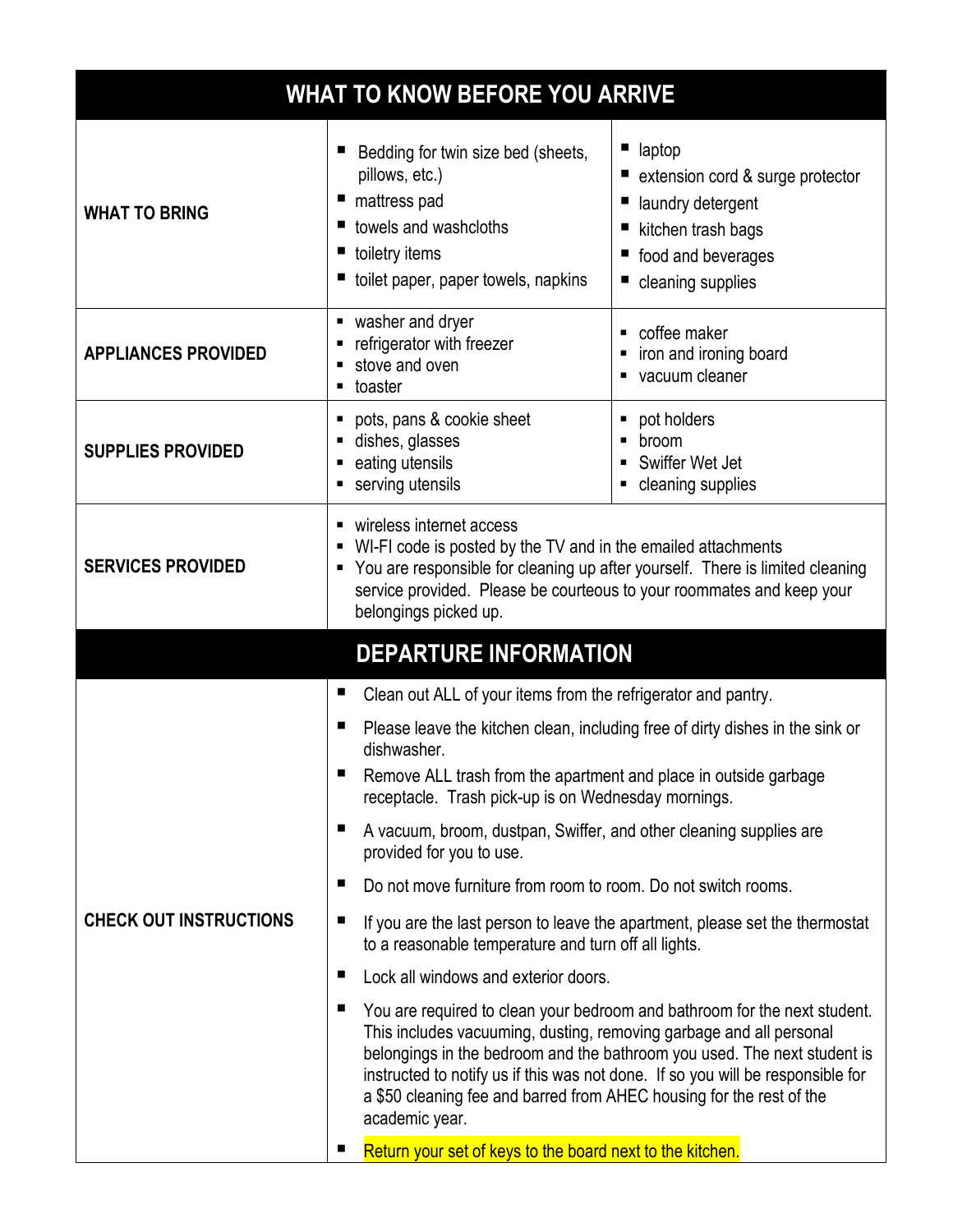## WHAT TO KNOW BEFORE YOU ARRIVE

| | | |
|---|---|---|
| **WHAT TO BRING** | ▪ Bedding for twin size bed (sheets, pillows, etc.)<br>▪ mattress pad<br>▪ towels and washcloths<br>▪ toiletry items<br>▪ toilet paper, paper towels, napkins | ▪ laptop<br>▪ extension cord & surge protector<br>▪ laundry detergent<br>▪ kitchen trash bags<br>▪ food and beverages<br>▪ cleaning supplies |
| **APPLIANCES PROVIDED** | ▪ washer and dryer<br>▪ refrigerator with freezer<br>▪ stove and oven<br>▪ toaster | ▪ coffee maker<br>▪ iron and ironing board<br>▪ vacuum cleaner |
| **SUPPLIES PROVIDED** | ▪ pots, pans & cookie sheet<br>▪ dishes, glasses<br>▪ eating utensils<br>▪ serving utensils | ▪ pot holders<br>▪ broom<br>▪ Swiffer Wet Jet<br>▪ cleaning supplies |
| **SERVICES PROVIDED** | ▪ wireless internet access<br>▪ WI-FI code is posted by the TV and in the emailed attachments<br>▪ You are responsible for cleaning up after yourself. There is limited cleaning service provided. Please be courteous to your roommates and keep your belongings picked up. | |

## DEPARTURE INFORMATION

**CHECK OUT INSTRUCTIONS**

- Clean out ALL of your items from the refrigerator and pantry.
- Please leave the kitchen clean, including free of dirty dishes in the sink or dishwasher.
- Remove ALL trash from the apartment and place in outside garbage receptacle. Trash pick-up is on Wednesday mornings.
- A vacuum, broom, dustpan, Swiffer, and other cleaning supplies are provided for you to use.
- Do not move furniture from room to room. Do not switch rooms.
- If you are the last person to leave the apartment, please set the thermostat to a reasonable temperature and turn off all lights.
- Lock all windows and exterior doors.
- You are required to clean your bedroom and bathroom for the next student. This includes vacuuming, dusting, removing garbage and all personal belongings in the bedroom and the bathroom you used. The next student is instructed to notify us if this was not done. If so you will be responsible for a $50 cleaning fee and barred from AHEC housing for the rest of the academic year.
- Return your set of keys to the board next to the kitchen.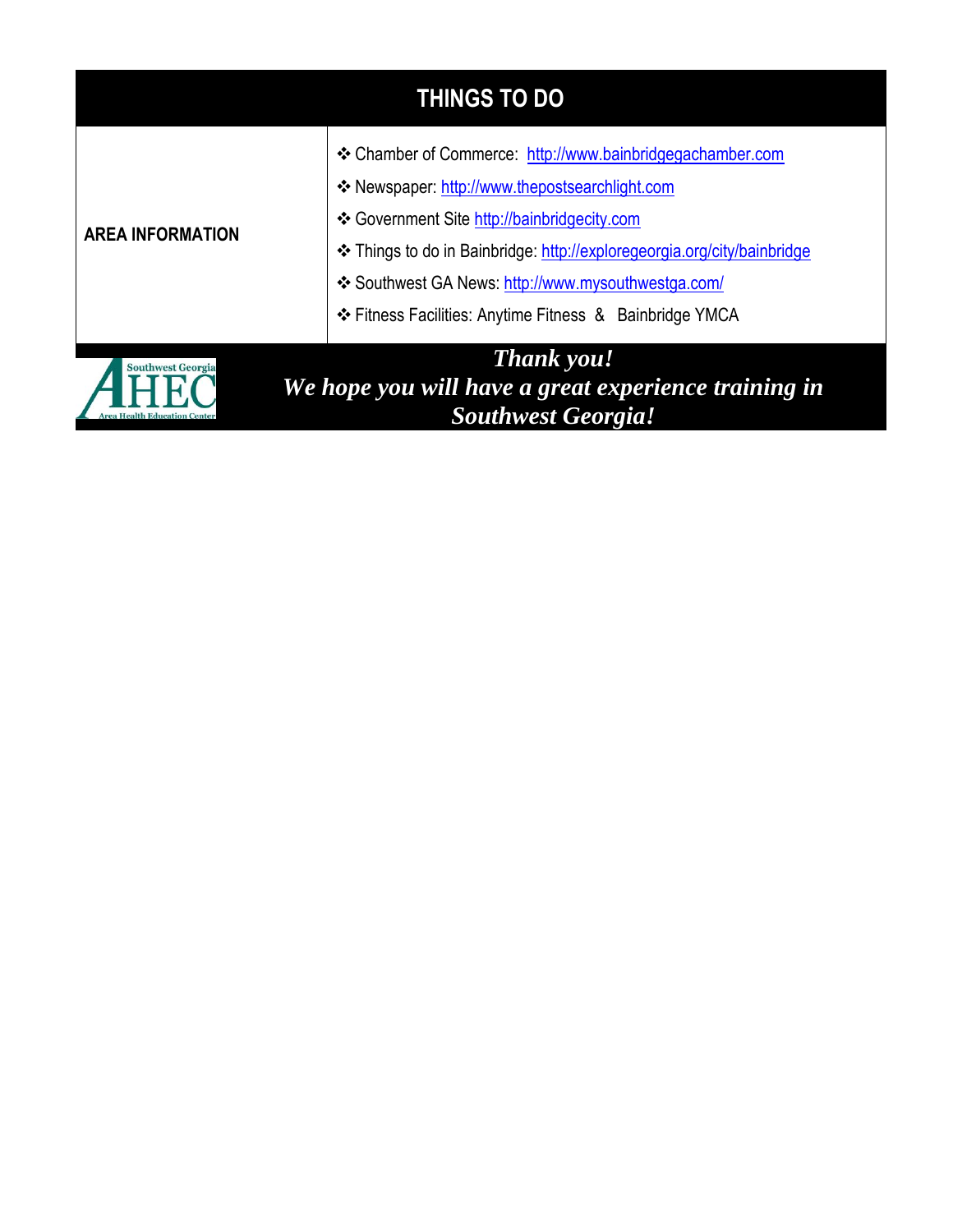| THINGS TO DO | |
|---|---|
| **AREA INFORMATION** | ❖ Chamber of Commerce: http://www.bainbridgegachamber.com<br>❖ Newspaper: http://www.thepostsearchlight.com<br>❖ Government Site http://bainbridgecity.com<br>❖ Things to do in Bainbridge: http://exploregeorgia.org/city/bainbridge<br>❖ Southwest GA News: http://www.mysouthwestga.com/<br>❖ Fitness Facilities: Anytime Fitness & Bainbridge YMCA |

Southwest Georgia AHEC Area Health Education Center

***Thank you!***
***We hope you will have a great experience training in Southwest Georgia!***